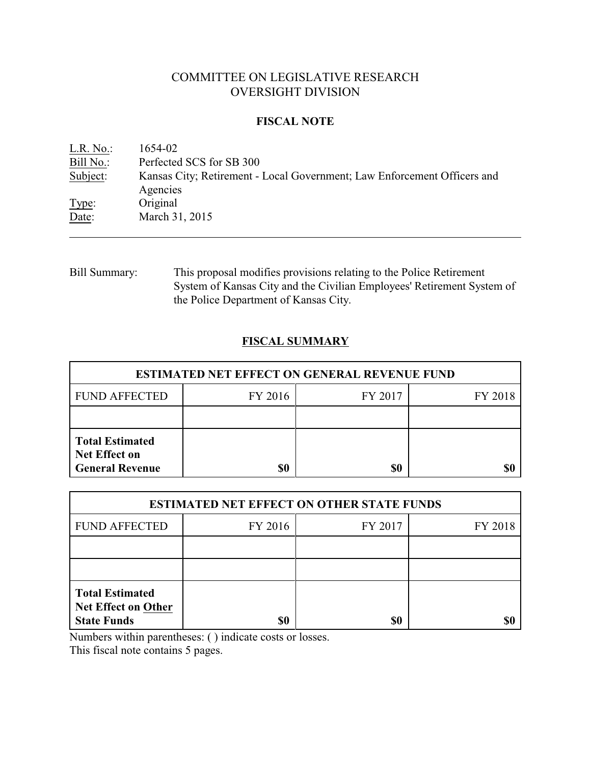# COMMITTEE ON LEGISLATIVE RESEARCH
# OVERSIGHT DIVISION

## FISCAL NOTE

L.R. No.: 1654-02
Bill No.: Perfected SCS for SB 300
Subject: Kansas City; Retirement - Local Government; Law Enforcement Officers and Agencies
Type: Original
Date: March 31, 2015

---

Bill Summary: This proposal modifies provisions relating to the Police Retirement System of Kansas City and the Civilian Employees' Retirement System of the Police Department of Kansas City.

## FISCAL SUMMARY

| ESTIMATED NET EFFECT ON GENERAL REVENUE FUND | | | |
|---|---|---|---|
| FUND AFFECTED | FY 2016 | FY 2017 | FY 2018 |
| | | | |
| **Total Estimated Net Effect on General Revenue** | **$0** | **$0** | **$0** |

| ESTIMATED NET EFFECT ON OTHER STATE FUNDS | | | |
|---|---|---|---|
| FUND AFFECTED | FY 2016 | FY 2017 | FY 2018 |
| | | | |
| | | | |
| **Total Estimated Net Effect on Other State Funds** | **$0** | **$0** | **$0** |

Numbers within parentheses: ( ) indicate costs or losses.
This fiscal note contains 5 pages.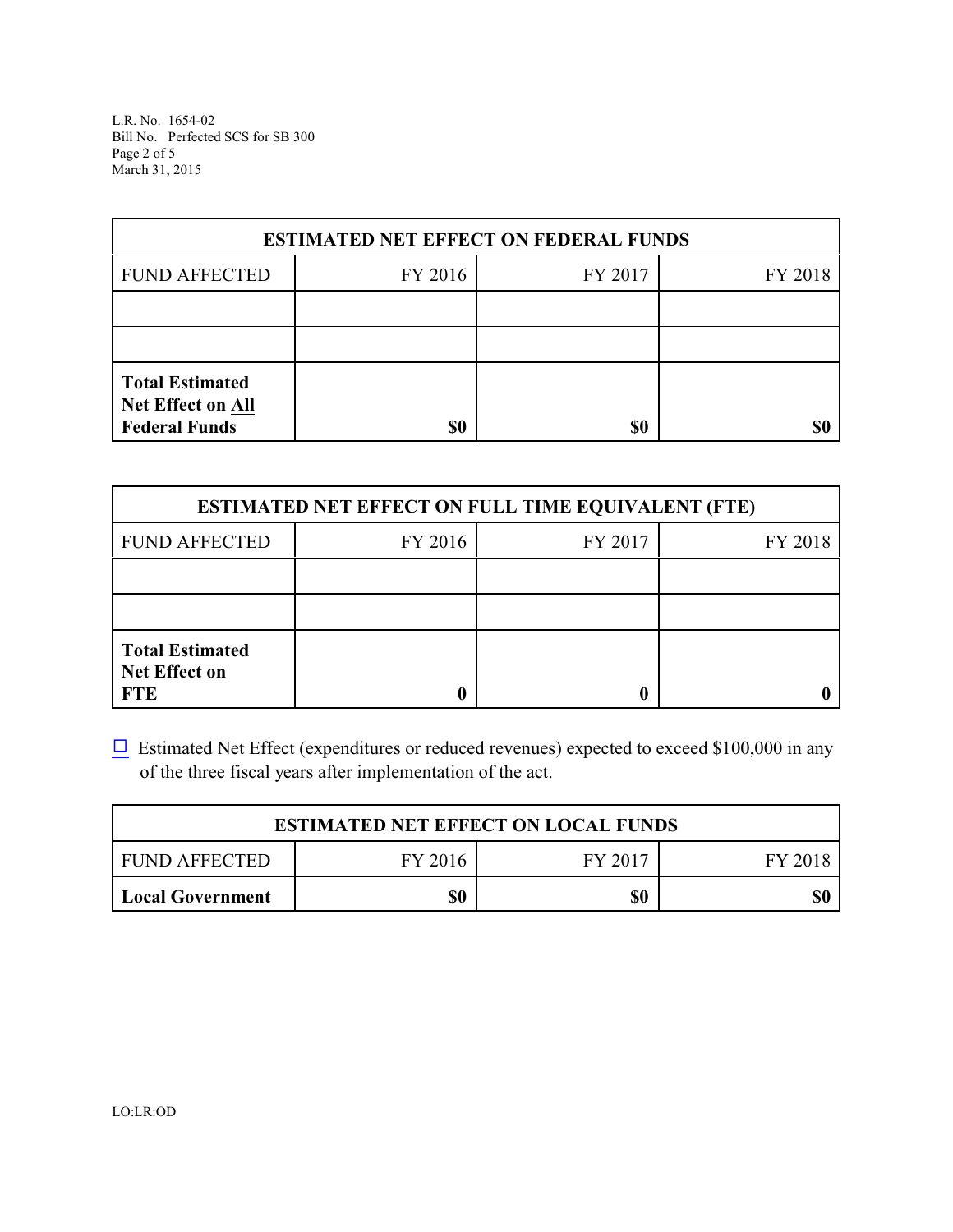| ESTIMATED NET EFFECT ON FEDERAL FUNDS | | | |
|---|---|---|---|
| FUND AFFECTED | FY 2016 | FY 2017 | FY 2018 |
| | | | |
| | | | |
| **Total Estimated Net Effect on All Federal Funds** | **$0** | **$0** | **$0** |

| ESTIMATED NET EFFECT ON FULL TIME EQUIVALENT (FTE) | | | |
|---|---|---|---|
| FUND AFFECTED | FY 2016 | FY 2017 | FY 2018 |
| | | | |
| | | | |
| **Total Estimated Net Effect on FTE** | **0** | **0** | **0** |

☐ Estimated Net Effect (expenditures or reduced revenues) expected to exceed $100,000 in any of the three fiscal years after implementation of the act.

| ESTIMATED NET EFFECT ON LOCAL FUNDS | | | |
|---|---|---|---|
| FUND AFFECTED | FY 2016 | FY 2017 | FY 2018 |
| **Local Government** | **$0** | **$0** | **$0** |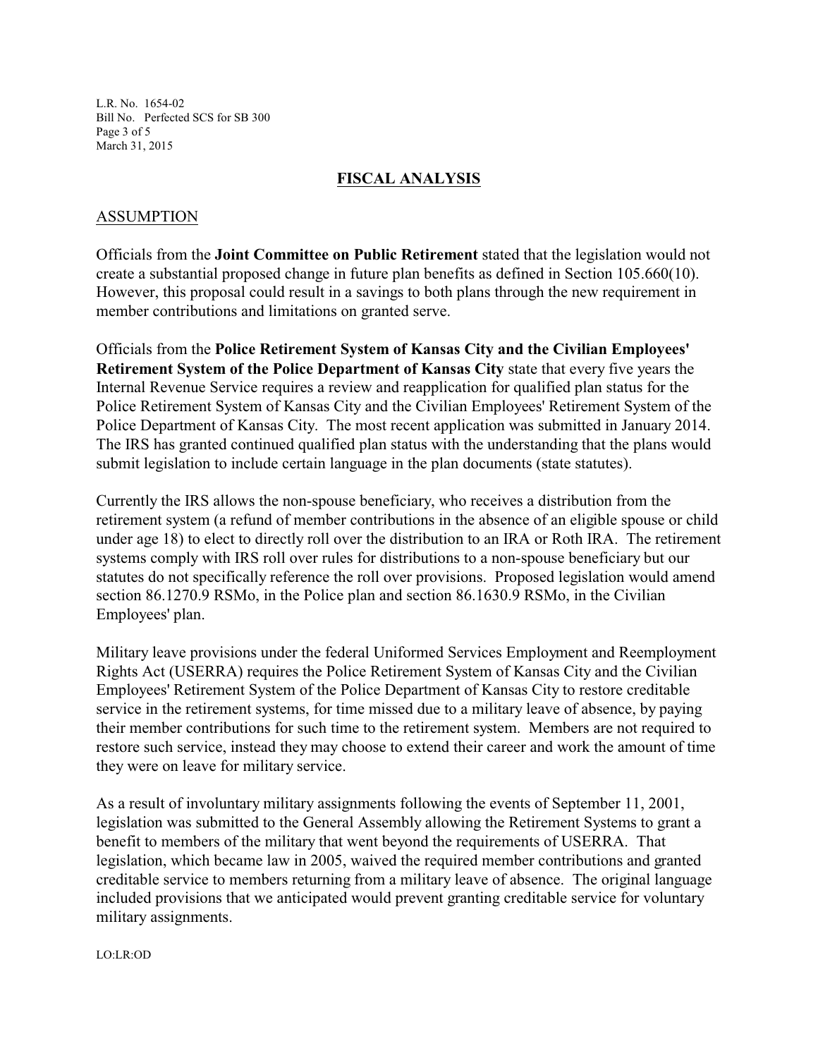## FISCAL ANALYSIS

### ASSUMPTION

Officials from the **Joint Committee on Public Retirement** stated that the legislation would not create a substantial proposed change in future plan benefits as defined in Section 105.660(10). However, this proposal could result in a savings to both plans through the new requirement in member contributions and limitations on granted serve.

Officials from the **Police Retirement System of Kansas City and the Civilian Employees' Retirement System of the Police Department of Kansas City** state that every five years the Internal Revenue Service requires a review and reapplication for qualified plan status for the Police Retirement System of Kansas City and the Civilian Employees' Retirement System of the Police Department of Kansas City. The most recent application was submitted in January 2014. The IRS has granted continued qualified plan status with the understanding that the plans would submit legislation to include certain language in the plan documents (state statutes).

Currently the IRS allows the non-spouse beneficiary, who receives a distribution from the retirement system (a refund of member contributions in the absence of an eligible spouse or child under age 18) to elect to directly roll over the distribution to an IRA or Roth IRA. The retirement systems comply with IRS roll over rules for distributions to a non-spouse beneficiary but our statutes do not specifically reference the roll over provisions. Proposed legislation would amend section 86.1270.9 RSMo, in the Police plan and section 86.1630.9 RSMo, in the Civilian Employees' plan.

Military leave provisions under the federal Uniformed Services Employment and Reemployment Rights Act (USERRA) requires the Police Retirement System of Kansas City and the Civilian Employees' Retirement System of the Police Department of Kansas City to restore creditable service in the retirement systems, for time missed due to a military leave of absence, by paying their member contributions for such time to the retirement system. Members are not required to restore such service, instead they may choose to extend their career and work the amount of time they were on leave for military service.

As a result of involuntary military assignments following the events of September 11, 2001, legislation was submitted to the General Assembly allowing the Retirement Systems to grant a benefit to members of the military that went beyond the requirements of USERRA. That legislation, which became law in 2005, waived the required member contributions and granted creditable service to members returning from a military leave of absence. The original language included provisions that we anticipated would prevent granting creditable service for voluntary military assignments.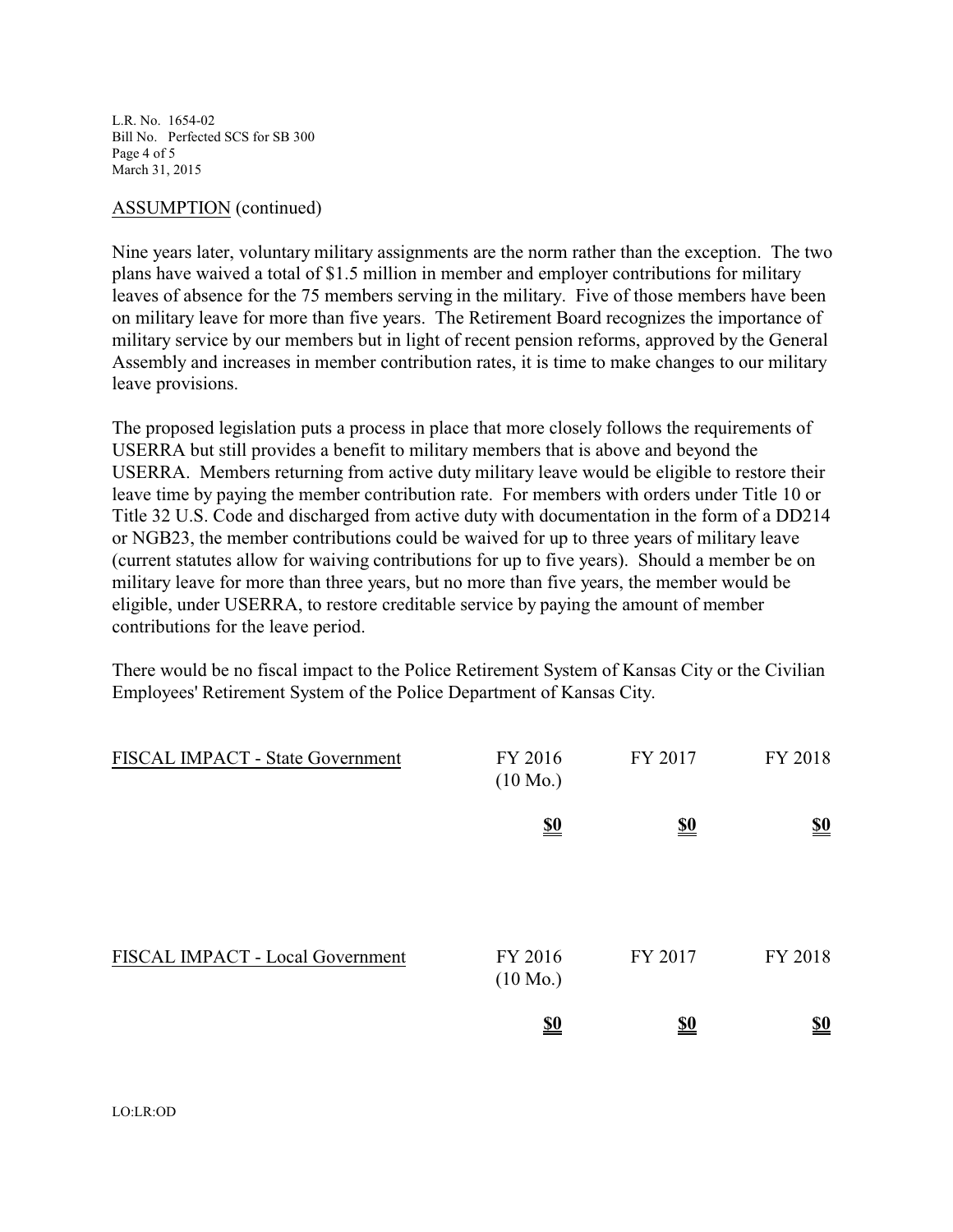ASSUMPTION (continued)

Nine years later, voluntary military assignments are the norm rather than the exception. The two plans have waived a total of $1.5 million in member and employer contributions for military leaves of absence for the 75 members serving in the military. Five of those members have been on military leave for more than five years. The Retirement Board recognizes the importance of military service by our members but in light of recent pension reforms, approved by the General Assembly and increases in member contribution rates, it is time to make changes to our military leave provisions.

The proposed legislation puts a process in place that more closely follows the requirements of USERRA but still provides a benefit to military members that is above and beyond the USERRA. Members returning from active duty military leave would be eligible to restore their leave time by paying the member contribution rate. For members with orders under Title 10 or Title 32 U.S. Code and discharged from active duty with documentation in the form of a DD214 or NGB23, the member contributions could be waived for up to three years of military leave (current statutes allow for waiving contributions for up to five years). Should a member be on military leave for more than three years, but no more than five years, the member would be eligible, under USERRA, to restore creditable service by paying the amount of member contributions for the leave period.

There would be no fiscal impact to the Police Retirement System of Kansas City or the Civilian Employees' Retirement System of the Police Department of Kansas City.

| FISCAL IMPACT - State Government | FY 2016 (10 Mo.) | FY 2017 | FY 2018 |
|---|---|---|---|
| | **$0** | **$0** | **$0** |

| FISCAL IMPACT - Local Government | FY 2016 (10 Mo.) | FY 2017 | FY 2018 |
|---|---|---|---|
| | **$0** | **$0** | **$0** |

LO:LR:OD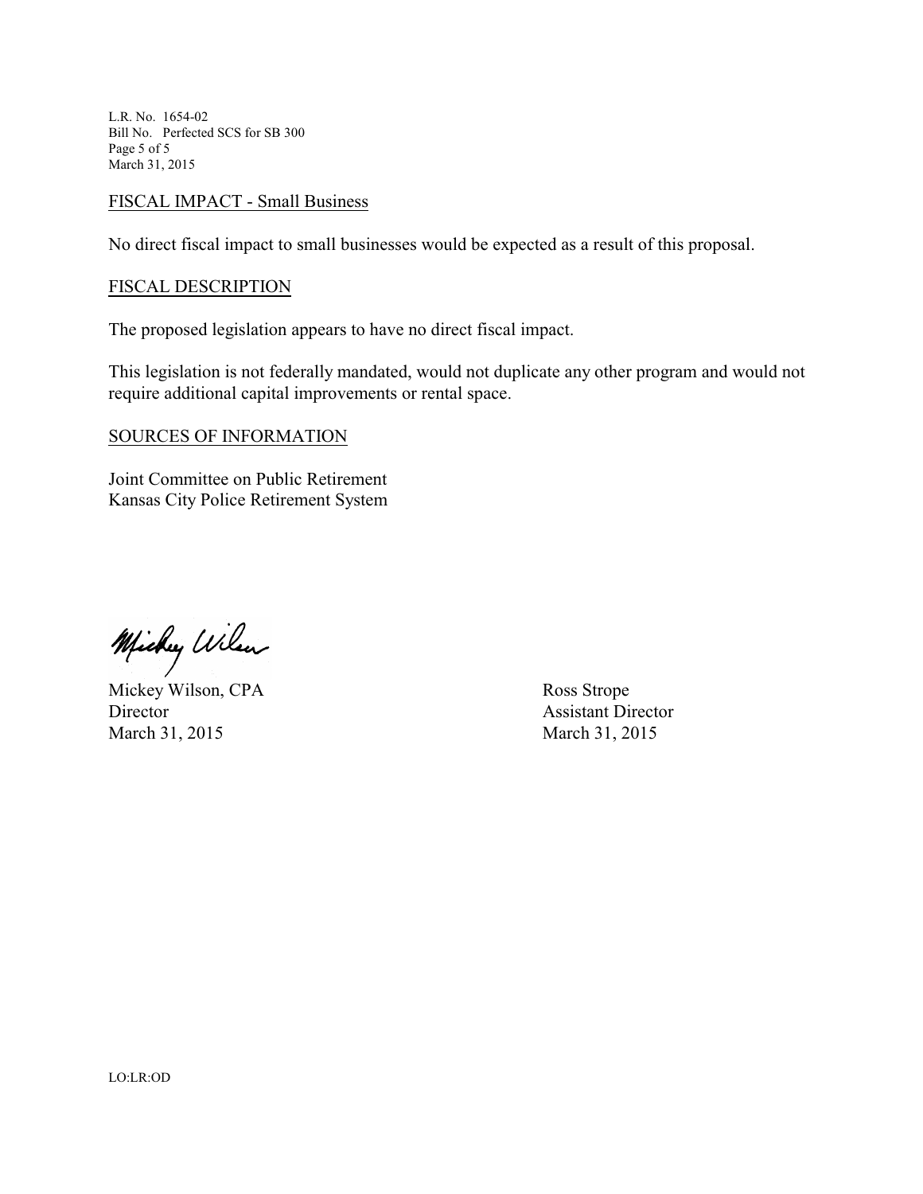FISCAL IMPACT - Small Business

No direct fiscal impact to small businesses would be expected as a result of this proposal.

FISCAL DESCRIPTION

The proposed legislation appears to have no direct fiscal impact.

This legislation is not federally mandated, would not duplicate any other program and would not require additional capital improvements or rental space.

SOURCES OF INFORMATION

Joint Committee on Public Retirement
Kansas City Police Retirement System

| | |
|---|---|
| Mickey Wilson, CPA | Ross Strope |
| Director | Assistant Director |
| March 31, 2015 | March 31, 2015 |

LO:LR:OD